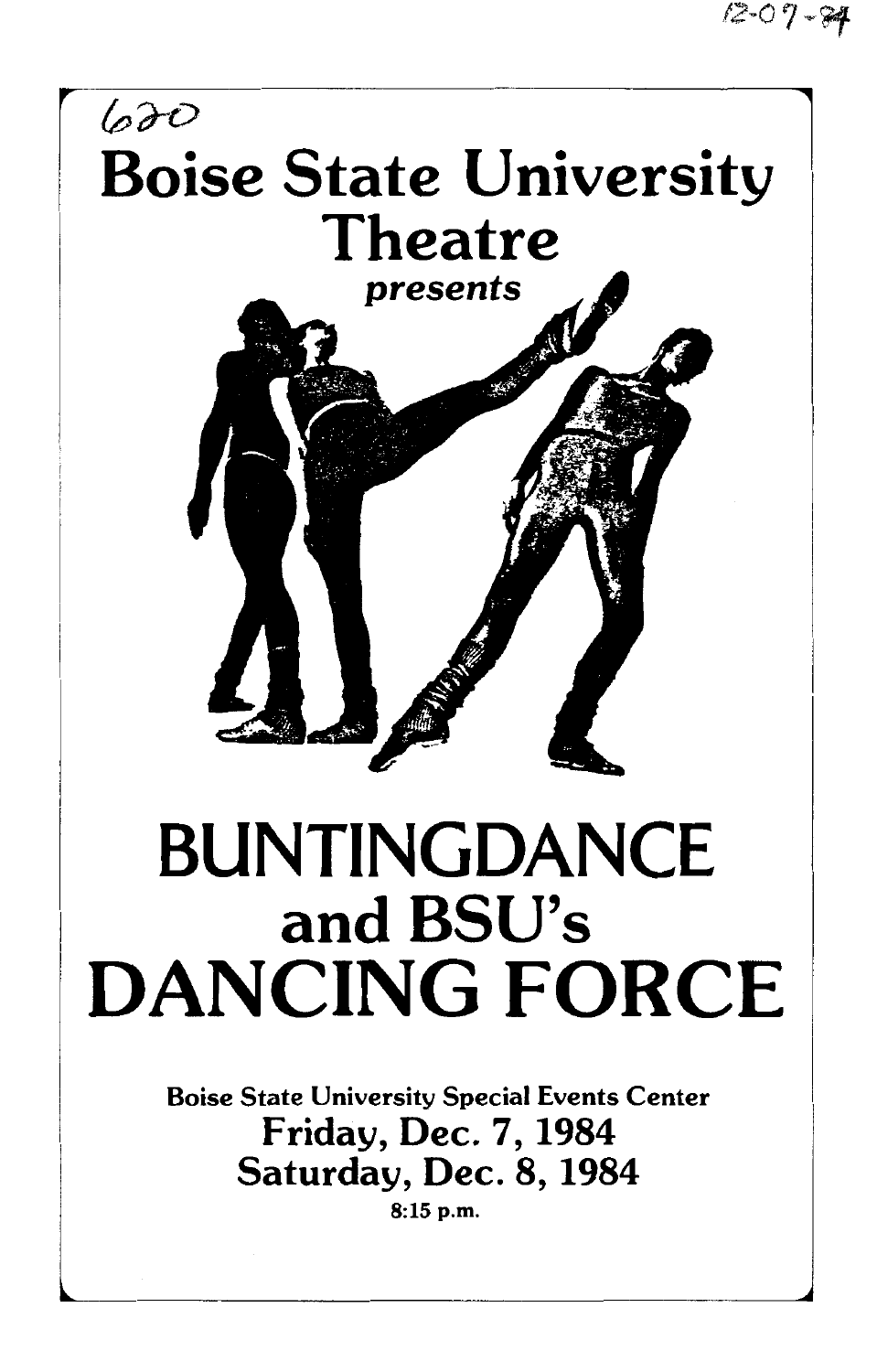12-07-84

620

# Boise State University Theatre

*presents*

# BUNTINGDANCE and BSU's DANCING FORCE

Boise State University Special Events Center

**Friday, Dec. 7, 1984**

**Saturday, Dec. 8, 1984**

8:15 p.m.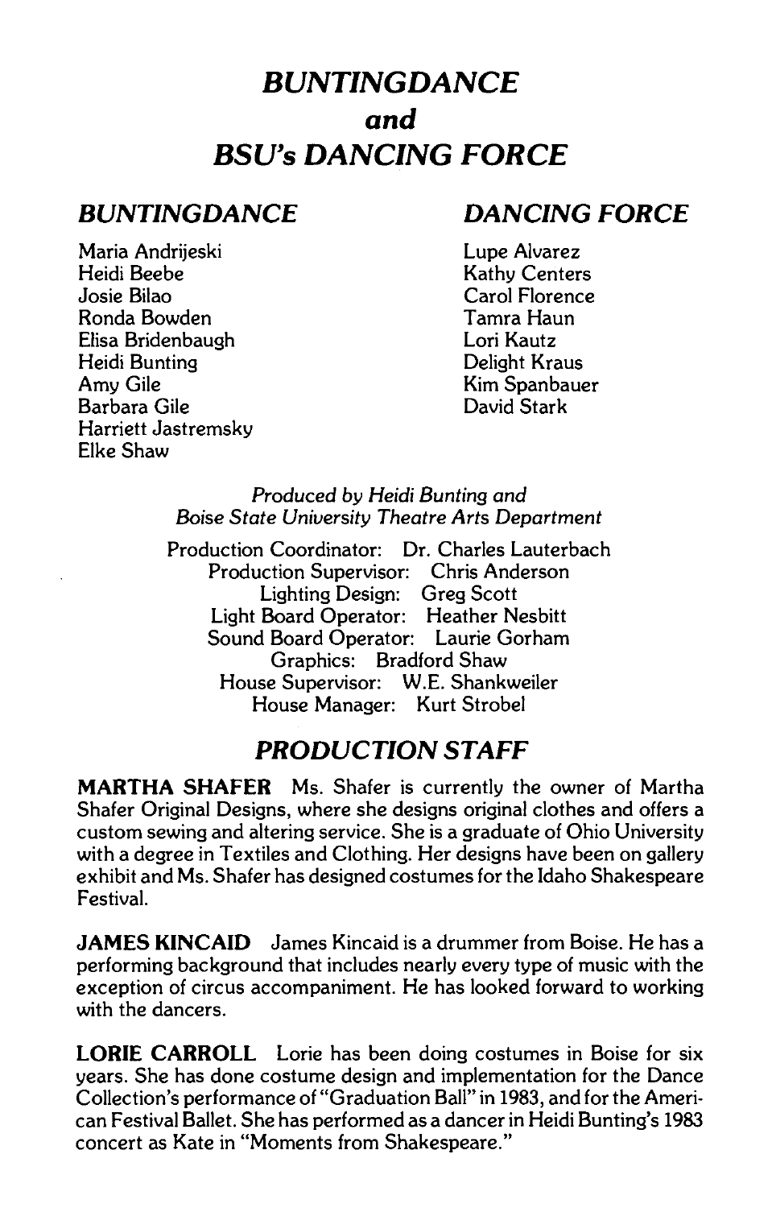# *BUNTINGDANCE and BSU's DANCING FORCE*

## *BUNTINGDANCE*

Maria Andrijeski
Heidi Beebe
Josie Bilao
Ronda Bowden
Elisa Bridenbaugh
Heidi Bunting
Amy Gile
Barbara Gile
Harriett Jastremsky
Elke Shaw

## *DANCING FORCE*

Lupe Alvarez
Kathy Centers
Carol Florence
Tamra Haun
Lori Kautz
Delight Kraus
Kim Spanbauer
David Stark

*Produced by Heidi Bunting and*
*Boise State University Theatre Arts Department*

Production Coordinator: Dr. Charles Lauterbach
Production Supervisor: Chris Anderson
Lighting Design: Greg Scott
Light Board Operator: Heather Nesbitt
Sound Board Operator: Laurie Gorham
Graphics: Bradford Shaw
House Supervisor: W.E. Shankweiler
House Manager: Kurt Strobel

## *PRODUCTION STAFF*

**MARTHA SHAFER** Ms. Shafer is currently the owner of Martha Shafer Original Designs, where she designs original clothes and offers a custom sewing and altering service. She is a graduate of Ohio University with a degree in Textiles and Clothing. Her designs have been on gallery exhibit and Ms. Shafer has designed costumes for the Idaho Shakespeare Festival.

**JAMES KINCAID** James Kincaid is a drummer from Boise. He has a performing background that includes nearly every type of music with the exception of circus accompaniment. He has looked forward to working with the dancers.

**LORIE CARROLL** Lorie has been doing costumes in Boise for six years. She has done costume design and implementation for the Dance Collection's performance of "Graduation Ball" in 1983, and for the American Festival Ballet. She has performed as a dancer in Heidi Bunting's 1983 concert as Kate in "Moments from Shakespeare."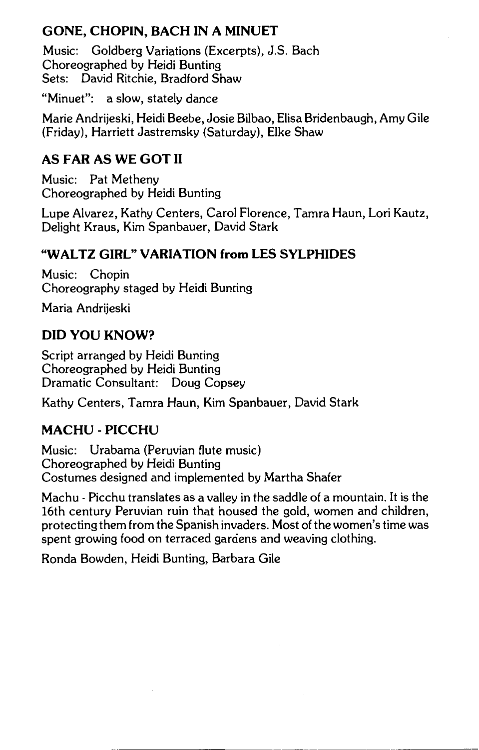## GONE, CHOPIN, BACH IN A MINUET

Music: Goldberg Variations (Excerpts), J.S. Bach
Choreographed by Heidi Bunting
Sets: David Ritchie, Bradford Shaw

"Minuet": a slow, stately dance

Marie Andrijeski, Heidi Beebe, Josie Bilbao, Elisa Bridenbaugh, Amy Gile (Friday), Harriett Jastremsky (Saturday), Elke Shaw

## AS FAR AS WE GOT II

Music: Pat Metheny
Choreographed by Heidi Bunting

Lupe Alvarez, Kathy Centers, Carol Florence, Tamra Haun, Lori Kautz, Delight Kraus, Kim Spanbauer, David Stark

## "WALTZ GIRL" VARIATION from LES SYLPHIDES

Music: Chopin
Choreography staged by Heidi Bunting

Maria Andrijeski

## DID YOU KNOW?

Script arranged by Heidi Bunting
Choreographed by Heidi Bunting
Dramatic Consultant: Doug Copsey

Kathy Centers, Tamra Haun, Kim Spanbauer, David Stark

## MACHU - PICCHU

Music: Urabama (Peruvian flute music)
Choreographed by Heidi Bunting
Costumes designed and implemented by Martha Shafer

Machu - Picchu translates as a valley in the saddle of a mountain. It is the 16th century Peruvian ruin that housed the gold, women and children, protecting them from the Spanish invaders. Most of the women's time was spent growing food on terraced gardens and weaving clothing.

Ronda Bowden, Heidi Bunting, Barbara Gile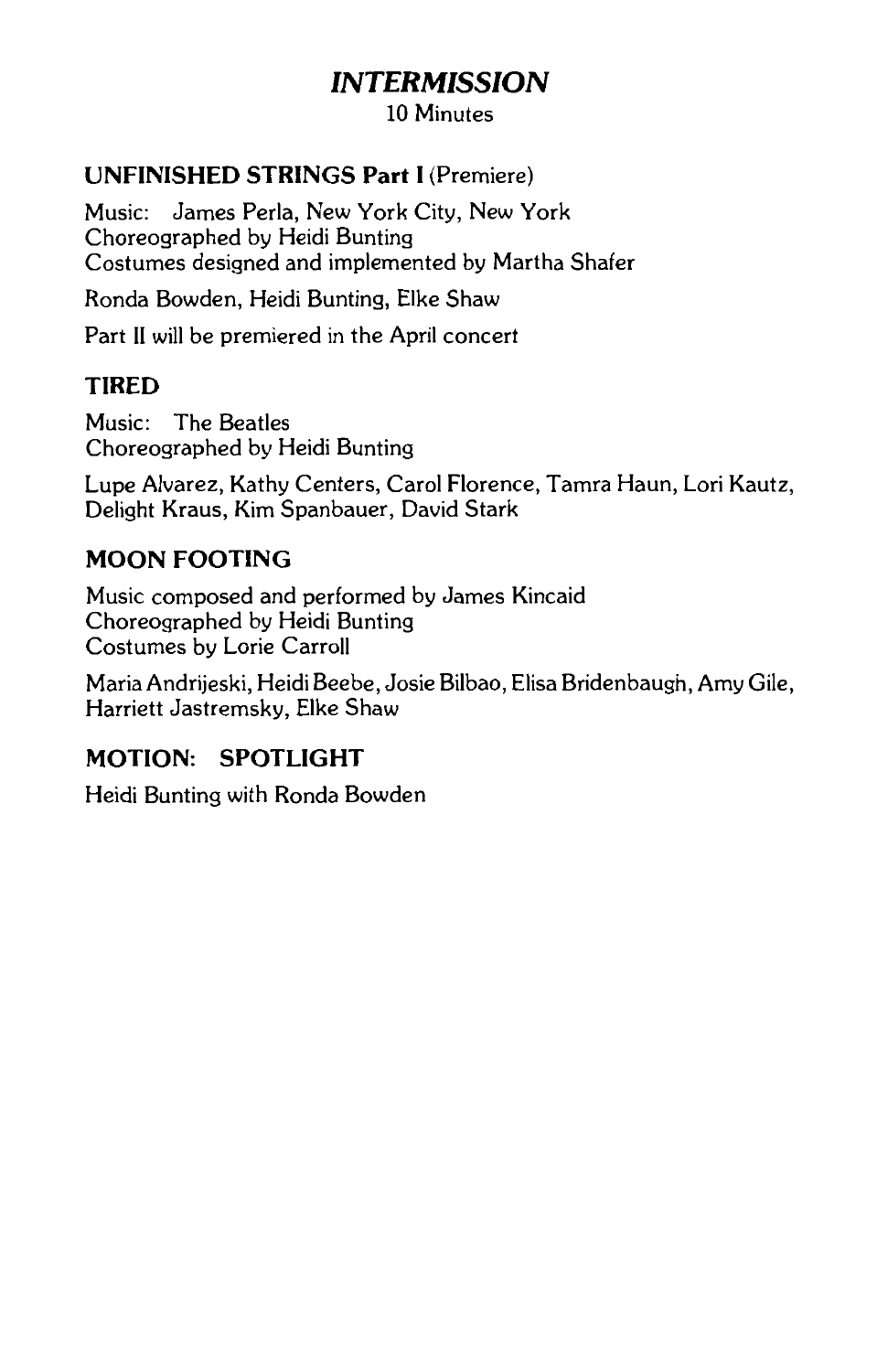## *INTERMISSION*

10 Minutes

### UNFINISHED STRINGS Part I (Premiere)

Music: James Perla, New York City, New York
Choreographed by Heidi Bunting
Costumes designed and implemented by Martha Shafer

Ronda Bowden, Heidi Bunting, Elke Shaw

Part II will be premiered in the April concert

### TIRED

Music: The Beatles
Choreographed by Heidi Bunting

Lupe Alvarez, Kathy Centers, Carol Florence, Tamra Haun, Lori Kautz, Delight Kraus, Kim Spanbauer, David Stark

### MOON FOOTING

Music composed and performed by James Kincaid
Choreographed by Heidi Bunting
Costumes by Lorie Carroll

Maria Andrijeski, Heidi Beebe, Josie Bilbao, Elisa Bridenbaugh, Amy Gile, Harriett Jastremsky, Elke Shaw

### MOTION: SPOTLIGHT

Heidi Bunting with Ronda Bowden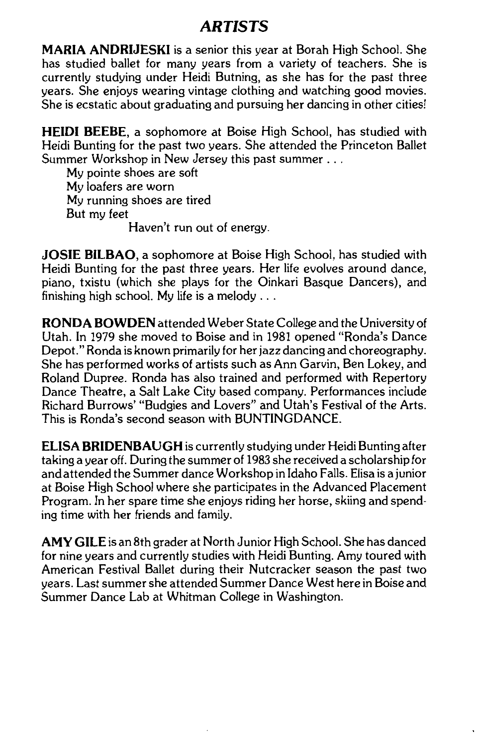## *ARTISTS*

**MARIA ANDRIJESKI** is a senior this year at Borah High School. She has studied ballet for many years from a variety of teachers. She is currently studying under Heidi Butning, as she has for the past three years. She enjoys wearing vintage clothing and watching good movies. She is ecstatic about graduating and pursuing her dancing in other cities!

**HEIDI BEEBE**, a sophomore at Boise High School, has studied with Heidi Bunting for the past two years. She attended the Princeton Ballet Summer Workshop in New Jersey this past summer . . .

My pointe shoes are soft
My loafers are worn
My running shoes are tired
But my feet
Haven't run out of energy.

**JOSIE BILBAO**, a sophomore at Boise High School, has studied with Heidi Bunting for the past three years. Her life evolves around dance, piano, txistu (which she plays for the Oinkari Basque Dancers), and finishing high school. My life is a melody . . .

**RONDA BOWDEN** attended Weber State College and the University of Utah. In 1979 she moved to Boise and in 1981 opened "Ronda's Dance Depot." Ronda is known primarily for her jazz dancing and choreography. She has performed works of artists such as Ann Garvin, Ben Lokey, and Roland Dupree. Ronda has also trained and performed with Repertory Dance Theatre, a Salt Lake City based company. Performances include Richard Burrows' "Budgies and Lovers" and Utah's Festival of the Arts. This is Ronda's second season with BUNTINGDANCE.

**ELISA BRIDENBAUGH** is currently studying under Heidi Bunting after taking a year off. During the summer of 1983 she received a scholarship for and attended the Summer dance Workshop in Idaho Falls. Elisa is a junior at Boise High School where she participates in the Advanced Placement Program. In her spare time she enjoys riding her horse, skiing and spending time with her friends and family.

**AMY GILE** is an 8th grader at North Junior High School. She has danced for nine years and currently studies with Heidi Bunting. Amy toured with American Festival Ballet during their Nutcracker season the past two years. Last summer she attended Summer Dance West here in Boise and Summer Dance Lab at Whitman College in Washington.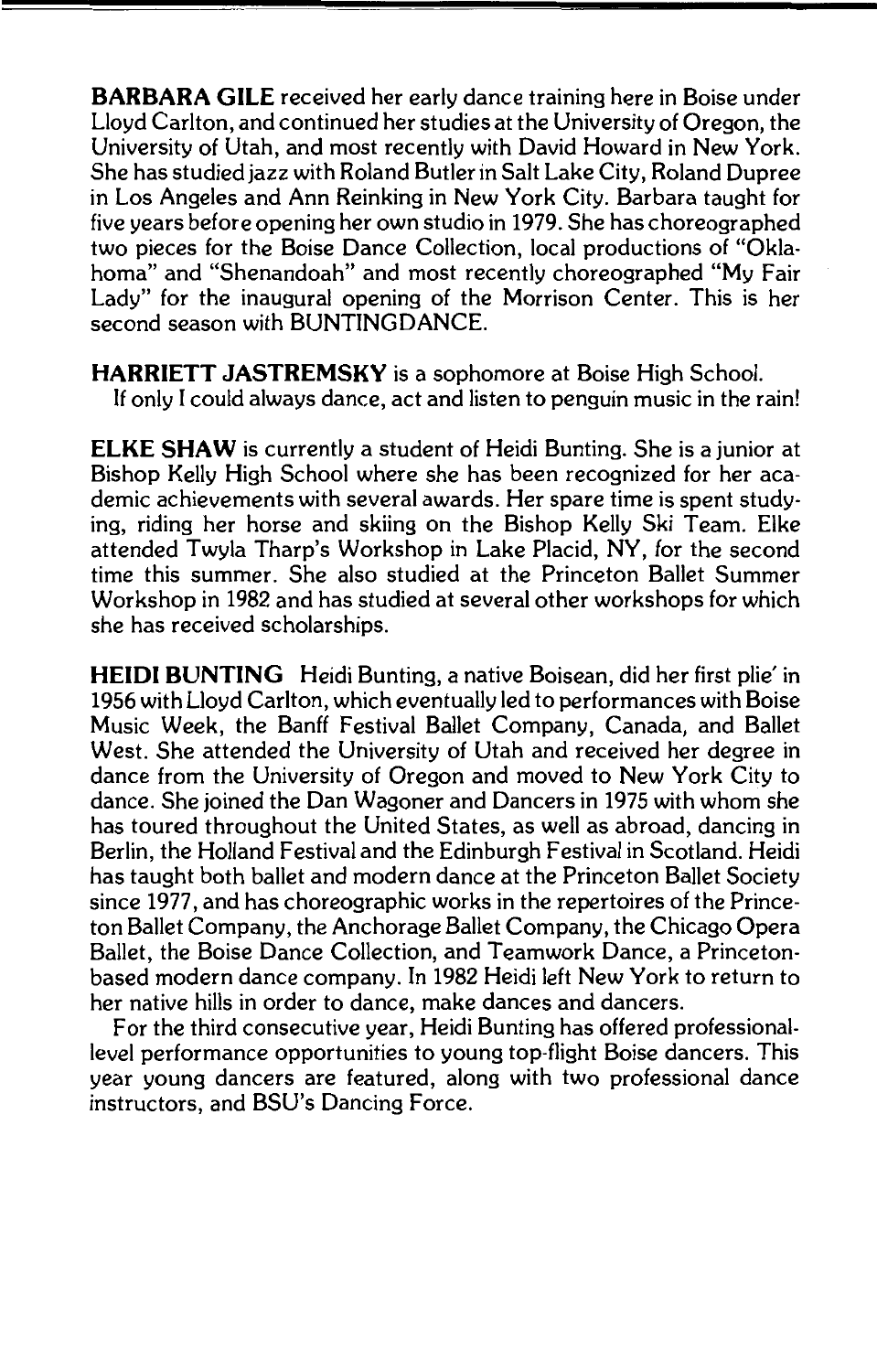**BARBARA GILE** received her early dance training here in Boise under Lloyd Carlton, and continued her studies at the University of Oregon, the University of Utah, and most recently with David Howard in New York. She has studied jazz with Roland Butler in Salt Lake City, Roland Dupree in Los Angeles and Ann Reinking in New York City. Barbara taught for five years before opening her own studio in 1979. She has choreographed two pieces for the Boise Dance Collection, local productions of "Oklahoma" and "Shenandoah" and most recently choreographed "My Fair Lady" for the inaugural opening of the Morrison Center. This is her second season with BUNTINGDANCE.

**HARRIETT JASTREMSKY** is a sophomore at Boise High School.
If only I could always dance, act and listen to penguin music in the rain!

**ELKE SHAW** is currently a student of Heidi Bunting. She is a junior at Bishop Kelly High School where she has been recognized for her academic achievements with several awards. Her spare time is spent studying, riding her horse and skiing on the Bishop Kelly Ski Team. Elke attended Twyla Tharp's Workshop in Lake Placid, NY, for the second time this summer. She also studied at the Princeton Ballet Summer Workshop in 1982 and has studied at several other workshops for which she has received scholarships.

**HEIDI BUNTING** Heidi Bunting, a native Boisean, did her first plie' in 1956 with Lloyd Carlton, which eventually led to performances with Boise Music Week, the Banff Festival Ballet Company, Canada, and Ballet West. She attended the University of Utah and received her degree in dance from the University of Oregon and moved to New York City to dance. She joined the Dan Wagoner and Dancers in 1975 with whom she has toured throughout the United States, as well as abroad, dancing in Berlin, the Holland Festival and the Edinburgh Festival in Scotland. Heidi has taught both ballet and modern dance at the Princeton Ballet Society since 1977, and has choreographic works in the repertoires of the Princeton Ballet Company, the Anchorage Ballet Company, the Chicago Opera Ballet, the Boise Dance Collection, and Teamwork Dance, a Princeton-based modern dance company. In 1982 Heidi left New York to return to her native hills in order to dance, make dances and dancers.

For the third consecutive year, Heidi Bunting has offered professional-level performance opportunities to young top-flight Boise dancers. This year young dancers are featured, along with two professional dance instructors, and BSU's Dancing Force.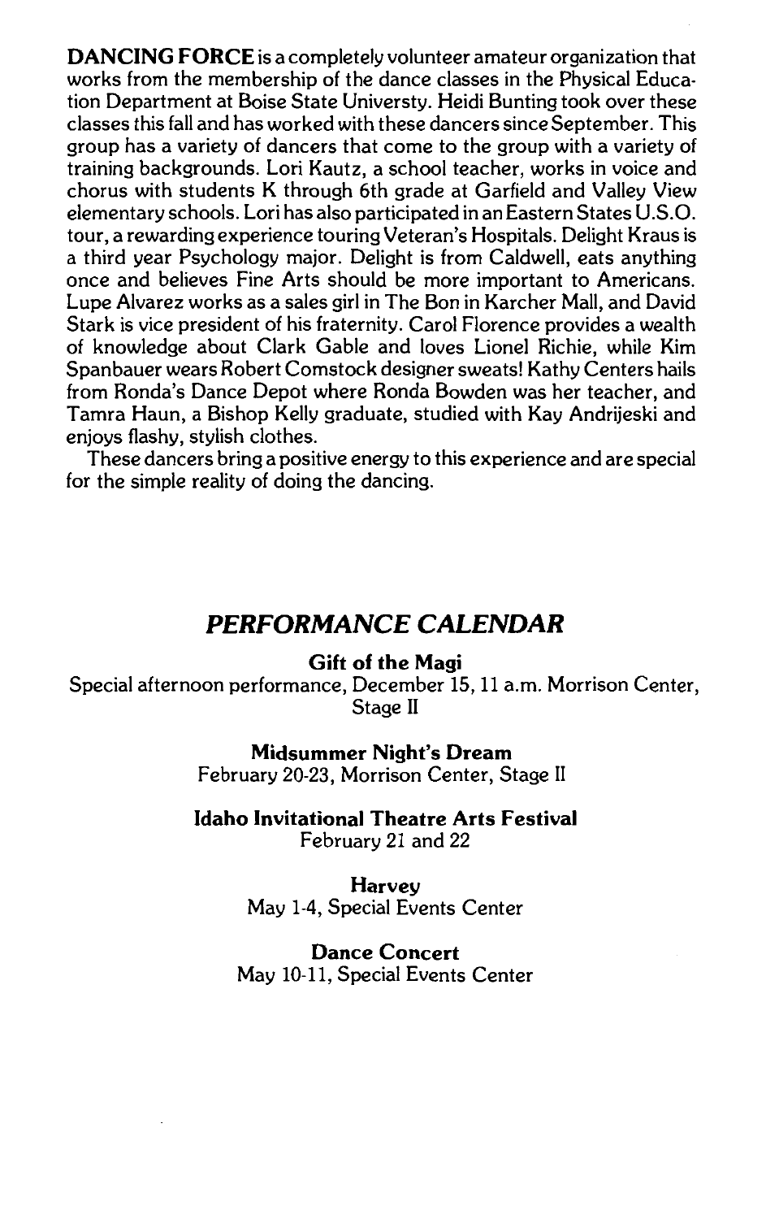**DANCING FORCE** is a completely volunteer amateur organization that works from the membership of the dance classes in the Physical Education Department at Boise State Universty. Heidi Bunting took over these classes this fall and has worked with these dancers since September. This group has a variety of dancers that come to the group with a variety of training backgrounds. Lori Kautz, a school teacher, works in voice and chorus with students K through 6th grade at Garfield and Valley View elementary schools. Lori has also participated in an Eastern States U.S.O. tour, a rewarding experience touring Veteran's Hospitals. Delight Kraus is a third year Psychology major. Delight is from Caldwell, eats anything once and believes Fine Arts should be more important to Americans. Lupe Alvarez works as a sales girl in The Bon in Karcher Mall, and David Stark is vice president of his fraternity. Carol Florence provides a wealth of knowledge about Clark Gable and loves Lionel Richie, while Kim Spanbauer wears Robert Comstock designer sweats! Kathy Centers hails from Ronda's Dance Depot where Ronda Bowden was her teacher, and Tamra Haun, a Bishop Kelly graduate, studied with Kay Andrijeski and enjoys flashy, stylish clothes.

These dancers bring a positive energy to this experience and are special for the simple reality of doing the dancing.

## *PERFORMANCE CALENDAR*

**Gift of the Magi**
Special afternoon performance, December 15, 11 a.m. Morrison Center, Stage II

**Midsummer Night's Dream**
February 20-23, Morrison Center, Stage II

**Idaho Invitational Theatre Arts Festival**
February 21 and 22

**Harvey**
May 1-4, Special Events Center

**Dance Concert**
May 10-11, Special Events Center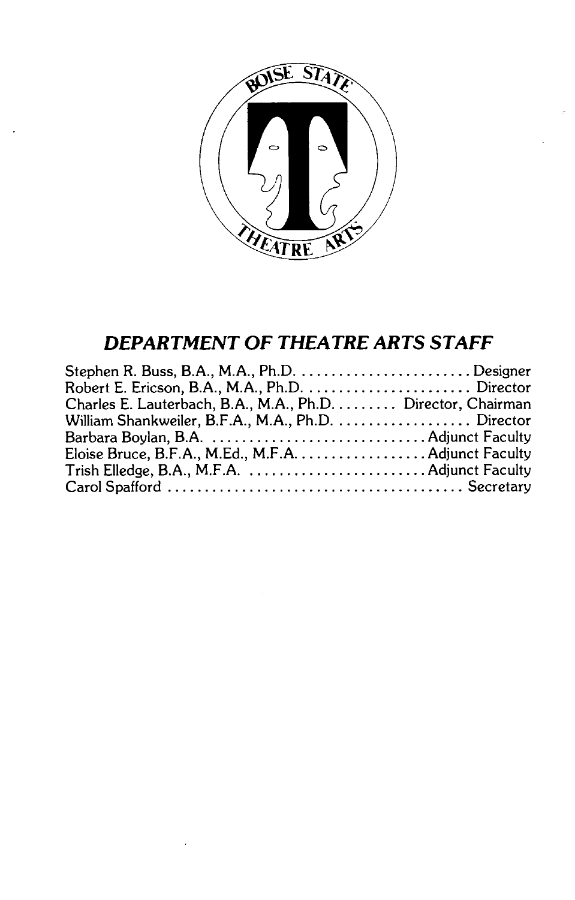## *DEPARTMENT OF THEATRE ARTS STAFF*

Stephen R. Buss, B.A., M.A., Ph.D. ........................ Designer
Robert E. Ericson, B.A., M.A., Ph.D. ....................... Director
Charles E. Lauterbach, B.A., M.A., Ph.D. ......... Director, Chairman
William Shankweiler, B.F.A., M.A., Ph.D. .................. Director
Barbara Boylan, B.A. .............................. Adjunct Faculty
Eloise Bruce, B.F.A., M.Ed., M.F.A. .................. Adjunct Faculty
Trish Elledge, B.A., M.F.A. ......................... Adjunct Faculty
Carol Spafford ........................................ Secretary